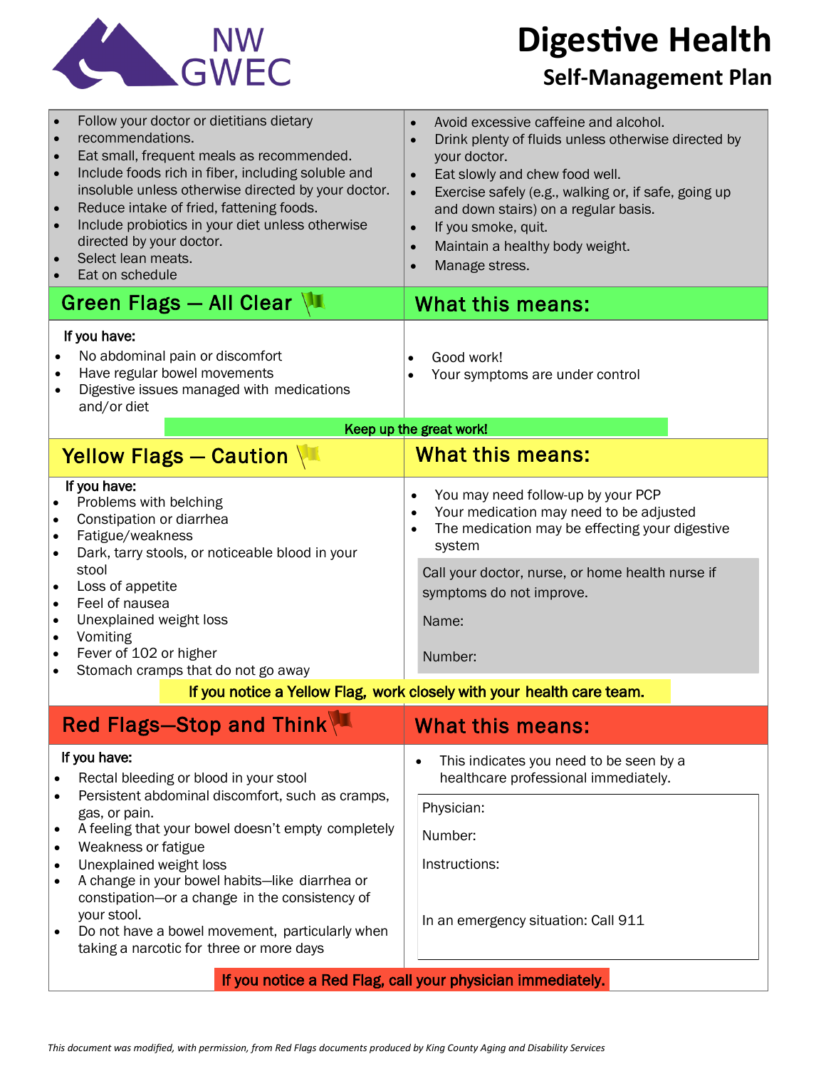NW GWEC

# Digestive Health

## Self-Management Plan

- Follow your doctor or dietitians dietary
- recommendations.
- Eat small, frequent meals as recommended.
- Include foods rich in fiber, including soluble and insoluble unless otherwise directed by your doctor.
- Reduce intake of fried, fattening foods.
- Include probiotics in your diet unless otherwise directed by your doctor.
- Select lean meats.
- Eat on schedule
- Avoid excessive caffeine and alcohol.
- Drink plenty of fluids unless otherwise directed by your doctor.
- Eat slowly and chew food well.
- Exercise safely (e.g., walking or, if safe, going up and down stairs) on a regular basis.
- If you smoke, quit.
- Maintain a healthy body weight.
- Manage stress.

## Green Flags — All Clear

**If you have:**

- No abdominal pain or discomfort
- Have regular bowel movements
- Digestive issues managed with medications and/or diet

**What this means:**

- Good work!
- Your symptoms are under control

**Keep up the great work!**

## Yellow Flags — Caution

**If you have:**

- Problems with belching
- Constipation or diarrhea
- Fatigue/weakness
- Dark, tarry stools, or noticeable blood in your stool
- Loss of appetite
- Feel of nausea
- Unexplained weight loss
- Vomiting
- Fever of 102 or higher
- Stomach cramps that do not go away

**What this means:**

- You may need follow-up by your PCP
- Your medication may need to be adjusted
- The medication may be effecting your digestive system

Call your doctor, nurse, or home health nurse if symptoms do not improve.

Name:

Number:

**If you notice a Yellow Flag, work closely with your health care team.**

## Red Flags—Stop and Think

**If you have:**

- Rectal bleeding or blood in your stool
- Persistent abdominal discomfort, such as cramps, gas, or pain.
- A feeling that your bowel doesn't empty completely
- Weakness or fatigue
- Unexplained weight loss
- A change in your bowel habits—like diarrhea or constipation—or a change in the consistency of your stool.
- Do not have a bowel movement, particularly when taking a narcotic for three or more days

**What this means:**

- This indicates you need to be seen by a healthcare professional immediately.

Physician:

Number:

Instructions:

In an emergency situation: Call 911

**If you notice a Red Flag, call your physician immediately.**

*This document was modified, with permission, from Red Flags documents produced by King County Aging and Disability Services*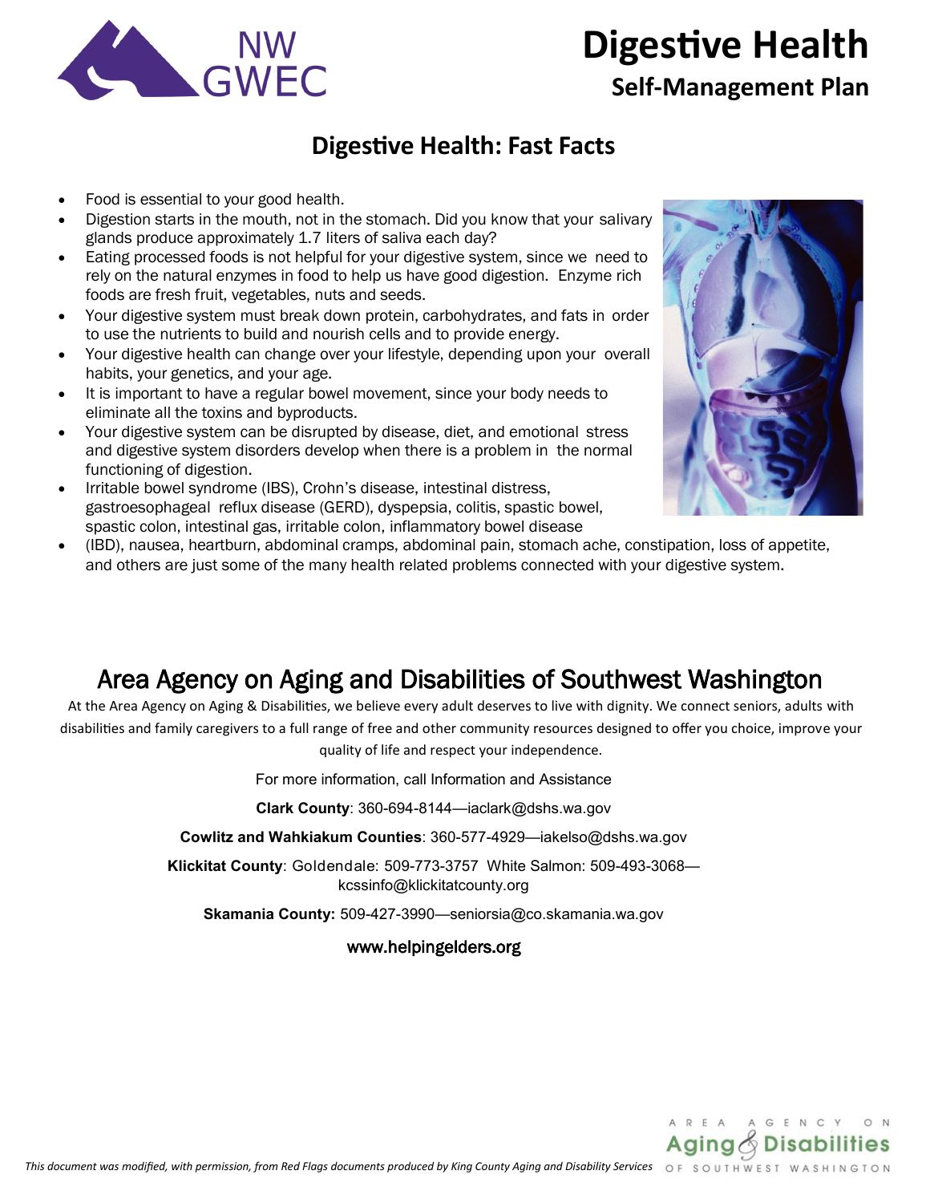# Digestive Health

## Self-Management Plan

## Digestive Health: Fast Facts

- Food is essential to your good health.
- Digestion starts in the mouth, not in the stomach. Did you know that your salivary glands produce approximately 1.7 liters of saliva each day?
- Eating processed foods is not helpful for your digestive system, since we need to rely on the natural enzymes in food to help us have good digestion. Enzyme rich foods are fresh fruit, vegetables, nuts and seeds.
- Your digestive system must break down protein, carbohydrates, and fats in order to use the nutrients to build and nourish cells and to provide energy.
- Your digestive health can change over your lifestyle, depending upon your overall habits, your genetics, and your age.
- It is important to have a regular bowel movement, since your body needs to eliminate all the toxins and byproducts.
- Your digestive system can be disrupted by disease, diet, and emotional stress and digestive system disorders develop when there is a problem in the normal functioning of digestion.
- Irritable bowel syndrome (IBS), Crohn's disease, intestinal distress, gastroesophageal reflux disease (GERD), dyspepsia, colitis, spastic bowel, spastic colon, intestinal gas, irritable colon, inflammatory bowel disease
- (IBD), nausea, heartburn, abdominal cramps, abdominal pain, stomach ache, constipation, loss of appetite, and others are just some of the many health related problems connected with your digestive system.

## Area Agency on Aging and Disabilities of Southwest Washington

At the Area Agency on Aging & Disabilities, we believe every adult deserves to live with dignity. We connect seniors, adults with disabilities and family caregivers to a full range of free and other community resources designed to offer you choice, improve your quality of life and respect your independence.

For more information, call Information and Assistance

**Clark County**: 360-694-8144—iaclark@dshs.wa.gov

**Cowlitz and Wahkiakum Counties**: 360-577-4929—iakelso@dshs.wa.gov

**Klickitat County**: Goldendale: 509-773-3757 White Salmon: 509-493-3068—kcssinfo@klickitatcounty.org

**Skamania County:** 509-427-3990—seniorsia@co.skamania.wa.gov

www.helpingelders.org

*This document was modified, with permission, from Red Flags documents produced by King County Aging and Disability Services*